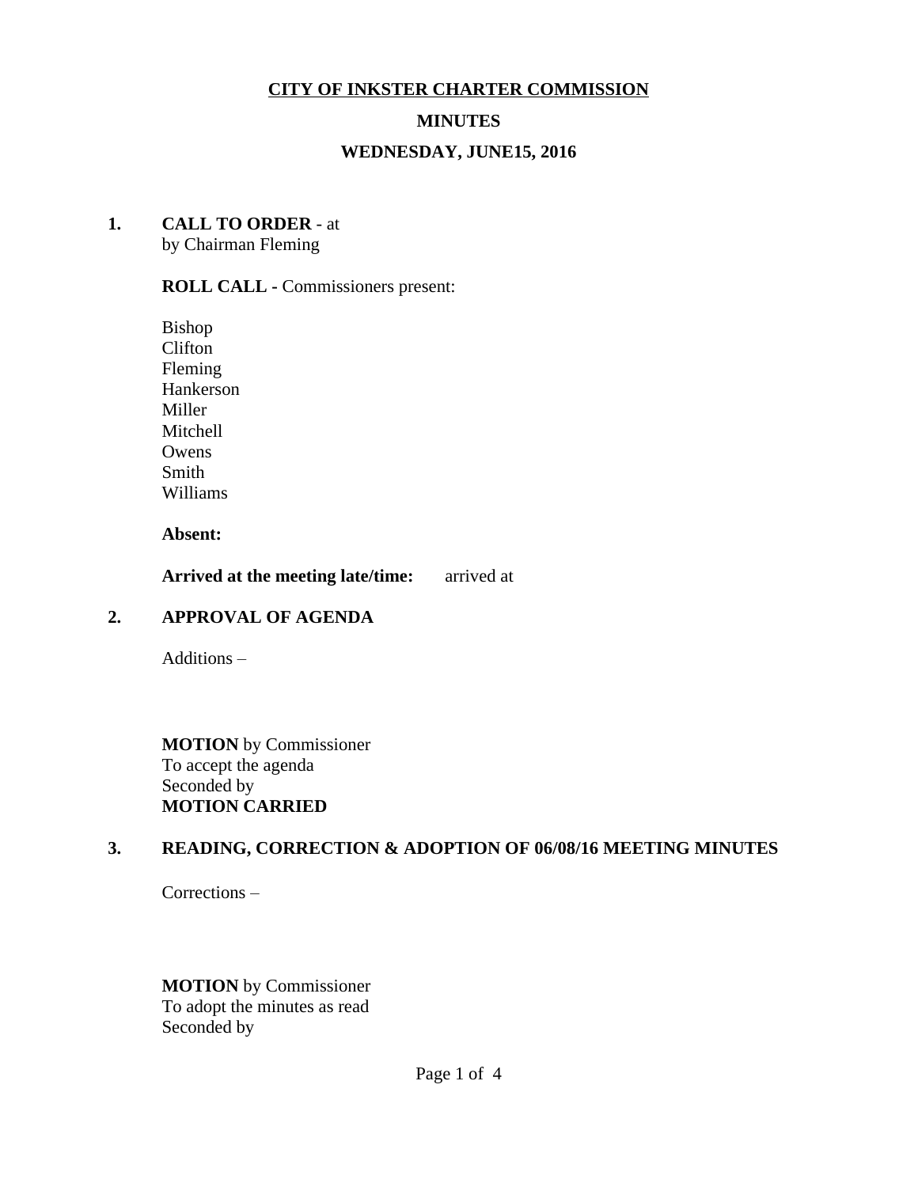**CITY OF INKSTER CHARTER COMMISSION**

**MINUTES**

**WEDNESDAY, JUNE15, 2016**

**1. CALL TO ORDER** - at
by Chairman Fleming

**ROLL CALL -** Commissioners present:

Bishop
Clifton
Fleming
Hankerson
Miller
Mitchell
Owens
Smith
Williams

**Absent:**

**Arrived at the meeting late/time:** arrived at

**2. APPROVAL OF AGENDA**

Additions –

**MOTION** by Commissioner
To accept the agenda
Seconded by
**MOTION CARRIED**

**3. READING, CORRECTION & ADOPTION OF 06/08/16 MEETING MINUTES**

Corrections –

**MOTION** by Commissioner
To adopt the minutes as read
Seconded by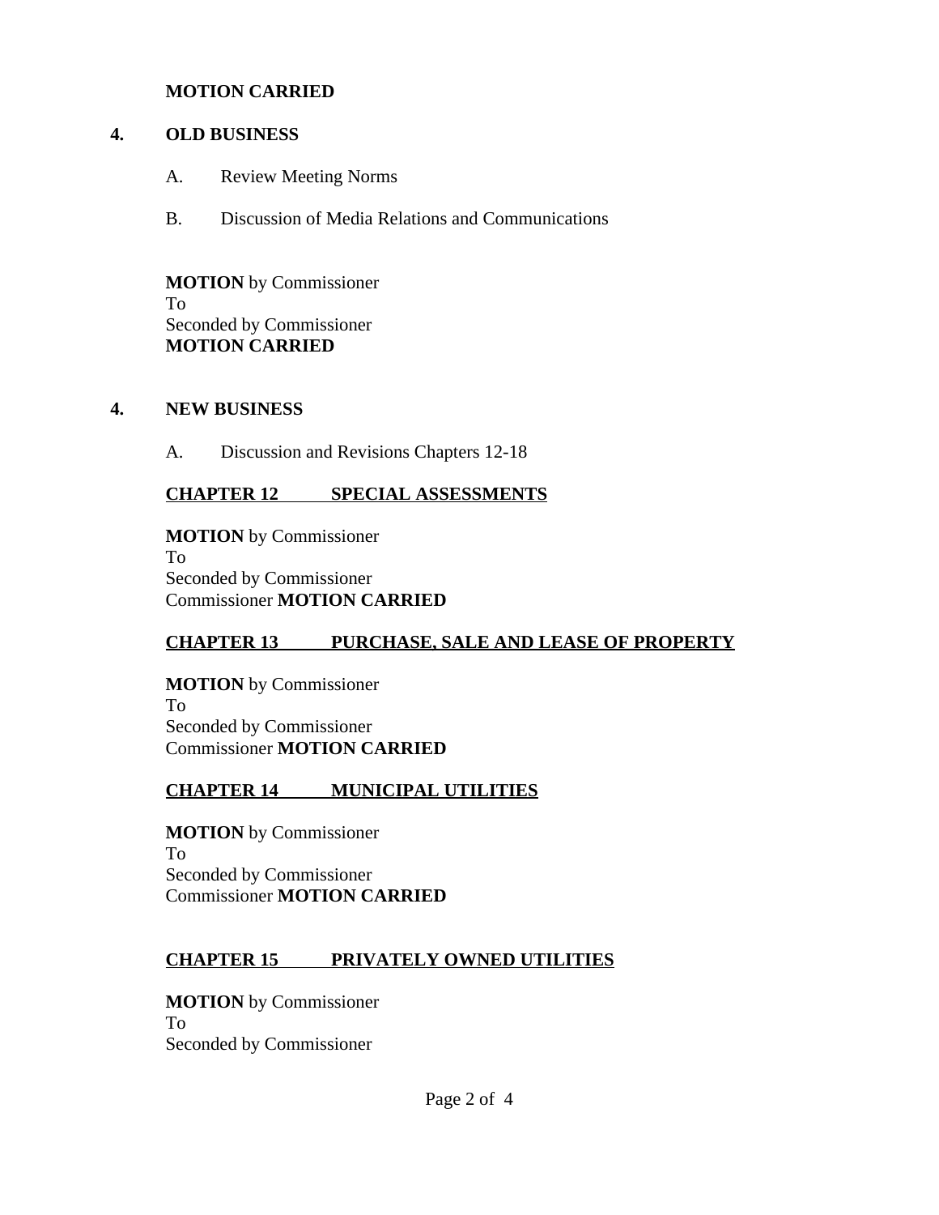**MOTION CARRIED**

## 4. OLD BUSINESS

A. Review Meeting Norms

B. Discussion of Media Relations and Communications

**MOTION** by Commissioner
To
Seconded by Commissioner
**MOTION CARRIED**

## 4. NEW BUSINESS

A. Discussion and Revisions Chapters 12-18

**CHAPTER 12 SPECIAL ASSESSMENTS**

**MOTION** by Commissioner
To
Seconded by Commissioner
Commissioner **MOTION CARRIED**

**CHAPTER 13 PURCHASE, SALE AND LEASE OF PROPERTY**

**MOTION** by Commissioner
To
Seconded by Commissioner
Commissioner **MOTION CARRIED**

**CHAPTER 14 MUNICIPAL UTILITIES**

**MOTION** by Commissioner
To
Seconded by Commissioner
Commissioner **MOTION CARRIED**

**CHAPTER 15 PRIVATELY OWNED UTILITIES**

**MOTION** by Commissioner
To
Seconded by Commissioner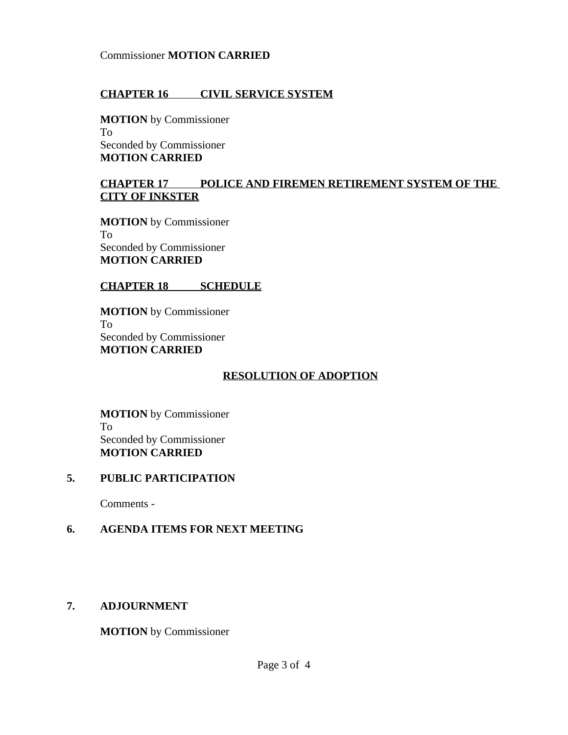Commissioner **MOTION CARRIED**

**CHAPTER 16 CIVIL SERVICE SYSTEM**

**MOTION** by Commissioner
To
Seconded by Commissioner
**MOTION CARRIED**

**CHAPTER 17 POLICE AND FIREMEN RETIREMENT SYSTEM OF THE CITY OF INKSTER**

**MOTION** by Commissioner
To
Seconded by Commissioner
**MOTION CARRIED**

**CHAPTER 18 SCHEDULE**

**MOTION** by Commissioner
To
Seconded by Commissioner
**MOTION CARRIED**

**RESOLUTION OF ADOPTION**

**MOTION** by Commissioner
To
Seconded by Commissioner
**MOTION CARRIED**

**5. PUBLIC PARTICIPATION**

Comments -

**6. AGENDA ITEMS FOR NEXT MEETING**

**7. ADJOURNMENT**

**MOTION** by Commissioner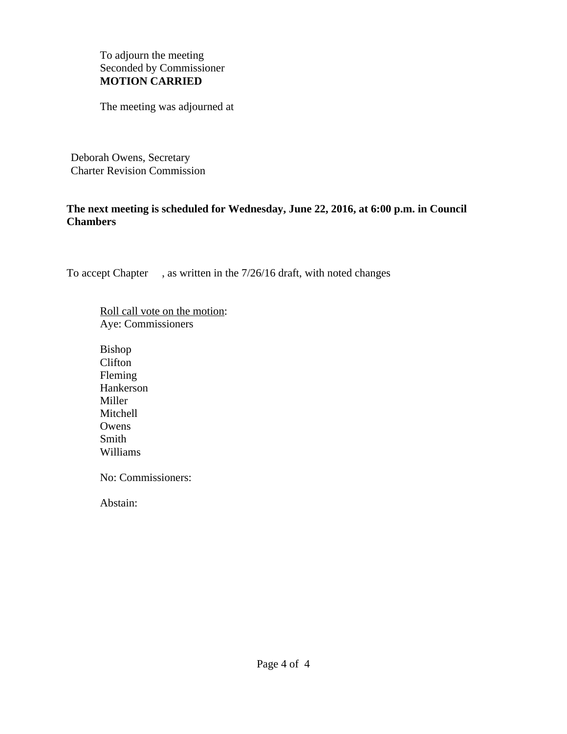To adjourn the meeting
Seconded by Commissioner
**MOTION CARRIED**

The meeting was adjourned at

Deborah Owens, Secretary
Charter Revision Commission

**The next meeting is scheduled for Wednesday, June 22, 2016, at 6:00 p.m. in Council Chambers**

To accept Chapter , as written in the 7/26/16 draft, with noted changes

Roll call vote on the motion:
Aye: Commissioners

Bishop
Clifton
Fleming
Hankerson
Miller
Mitchell
Owens
Smith
Williams

No: Commissioners:

Abstain: